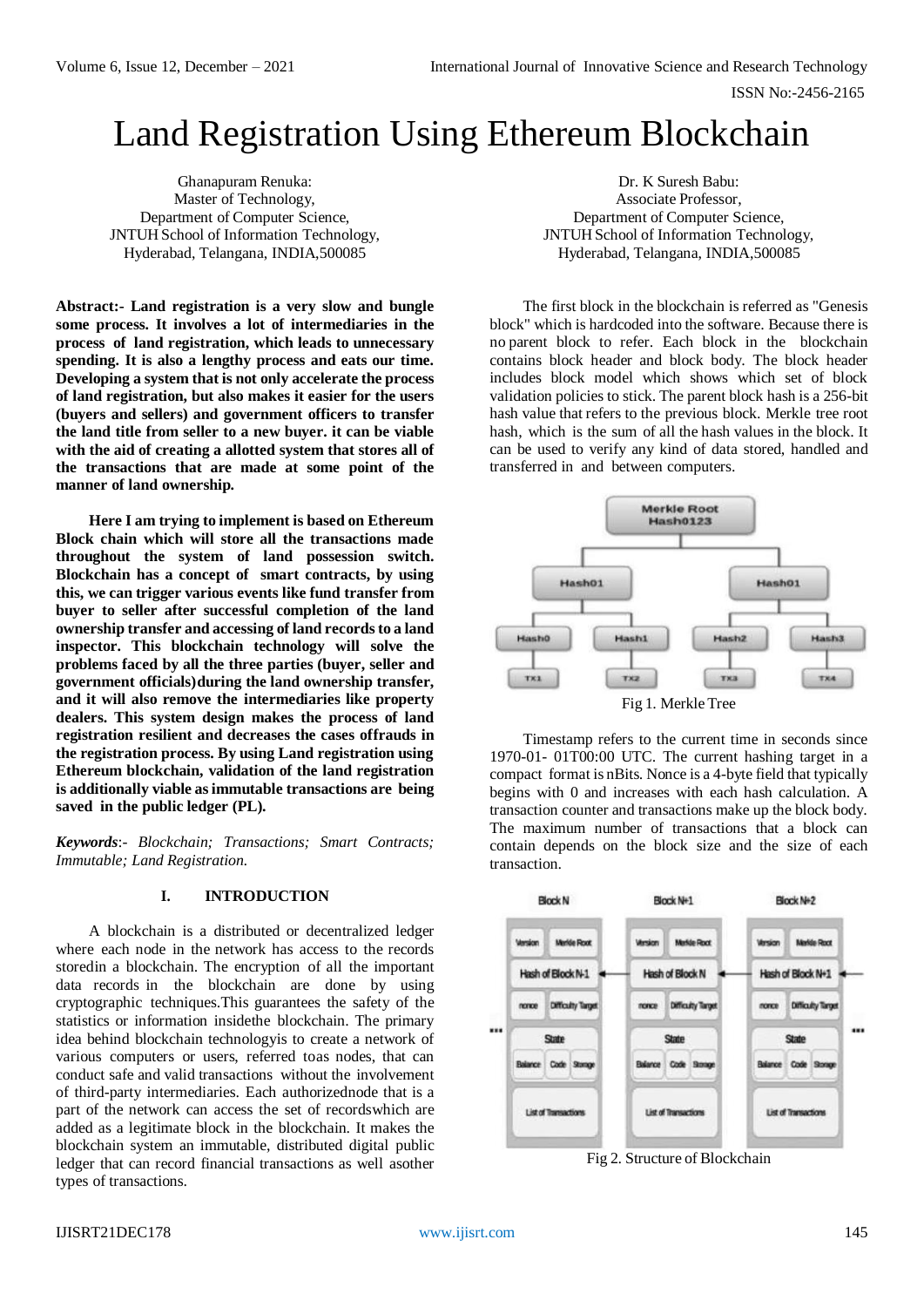# Land Registration Using Ethereum Blockchain

Ghanapuram Renuka:
Master of Technology,
Department of Computer Science,
JNTUH School of Information Technology,
Hyderabad, Telangana, INDIA,500085

Dr. K Suresh Babu:
Associate Professor,
Department of Computer Science,
JNTUH School of Information Technology,
Hyderabad, Telangana, INDIA,500085

**Abstract:- Land registration is a very slow and bungle some process. It involves a lot of intermediaries in the process of land registration, which leads to unnecessary spending. It is also a lengthy process and eats our time. Developing a system that is not only accelerate the process of land registration, but also makes it easier for the users (buyers and sellers) and government officers to transfer the land title from seller to a new buyer. it can be viable with the aid of creating a allotted system that stores all of the transactions that are made at some point of the manner of land ownership.**

**Here I am trying to implement is based on Ethereum Block chain which will store all the transactions made throughout the system of land possession switch. Blockchain has a concept of smart contracts, by using this, we can trigger various events like fund transfer from buyer to seller after successful completion of the land ownership transfer and accessing of land records to a land inspector. This blockchain technology will solve the problems faced by all the three parties (buyer, seller and government officials)during the land ownership transfer, and it will also remove the intermediaries like property dealers. This system design makes the process of land registration resilient and decreases the cases offrauds in the registration process. By using Land registration using Ethereum blockchain, validation of the land registration is additionally viable as immutable transactions are being saved in the public ledger (PL).**

***Keywords***:- *Blockchain; Transactions; Smart Contracts; Immutable; Land Registration.*

## I. INTRODUCTION

A blockchain is a distributed or decentralized ledger where each node in the network has access to the records storedin a blockchain. The encryption of all the important data records in the blockchain are done by using cryptographic techniques.This guarantees the safety of the statistics or information insidethe blockchain. The primary idea behind blockchain technologyis to create a network of various computers or users, referred toas nodes, that can conduct safe and valid transactions without the involvement of third-party intermediaries. Each authorizednode that is a part of the network can access the set of recordswhich are added as a legitimate block in the blockchain. It makes the blockchain system an immutable, distributed digital public ledger that can record financial transactions as well asother types of transactions.

The first block in the blockchain is referred as "Genesis block" which is hardcoded into the software. Because there is no parent block to refer. Each block in the blockchain contains block header and block body. The block header includes block model which shows which set of block validation policies to stick. The parent block hash is a 256-bit hash value that refers to the previous block. Merkle tree root hash, which is the sum of all the hash values in the block. It can be used to verify any kind of data stored, handled and transferred in and between computers.

Fig 1. Merkle Tree

Timestamp refers to the current time in seconds since 1970-01- 01T00:00 UTC. The current hashing target in a compact format is nBits. Nonce is a 4-byte field that typically begins with 0 and increases with each hash calculation. A transaction counter and transactions make up the block body. The maximum number of transactions that a block can contain depends on the block size and the size of each transaction.

Fig 2. Structure of Blockchain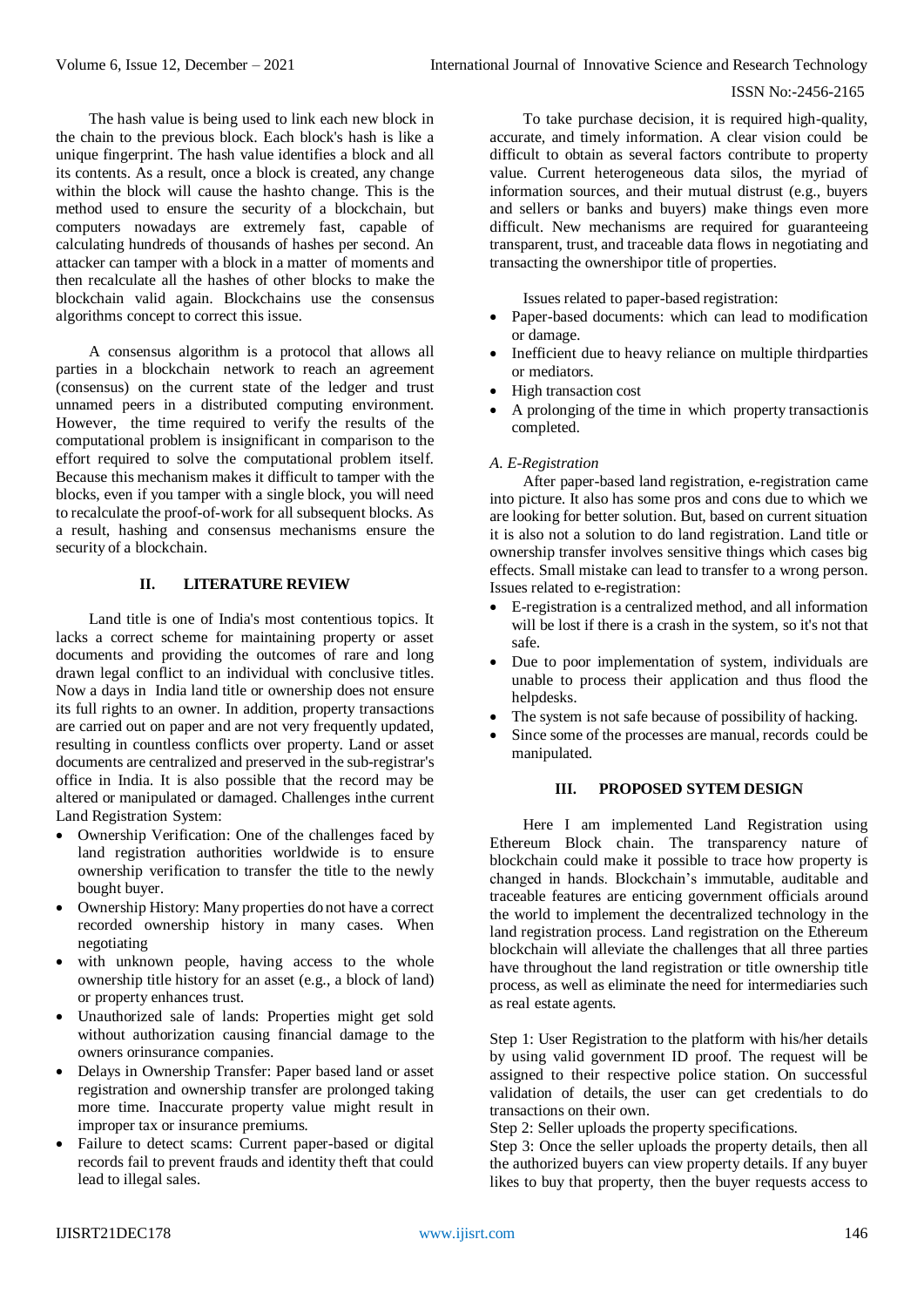The hash value is being used to link each new block in the chain to the previous block. Each block's hash is like a unique fingerprint. The hash value identifies a block and all its contents. As a result, once a block is created, any change within the block will cause the hashto change. This is the method used to ensure the security of a blockchain, but computers nowadays are extremely fast, capable of calculating hundreds of thousands of hashes per second. An attacker can tamper with a block in a matter of moments and then recalculate all the hashes of other blocks to make the blockchain valid again. Blockchains use the consensus algorithms concept to correct this issue.

A consensus algorithm is a protocol that allows all parties in a blockchain network to reach an agreement (consensus) on the current state of the ledger and trust unnamed peers in a distributed computing environment. However, the time required to verify the results of the computational problem is insignificant in comparison to the effort required to solve the computational problem itself. Because this mechanism makes it difficult to tamper with the blocks, even if you tamper with a single block, you will need to recalculate the proof-of-work for all subsequent blocks. As a result, hashing and consensus mechanisms ensure the security of a blockchain.

## II. LITERATURE REVIEW

Land title is one of India's most contentious topics. It lacks a correct scheme for maintaining property or asset documents and providing the outcomes of rare and long drawn legal conflict to an individual with conclusive titles. Now a days in India land title or ownership does not ensure its full rights to an owner. In addition, property transactions are carried out on paper and are not very frequently updated, resulting in countless conflicts over property. Land or asset documents are centralized and preserved in the sub-registrar's office in India. It is also possible that the record may be altered or manipulated or damaged. Challenges inthe current Land Registration System:

- Ownership Verification: One of the challenges faced by land registration authorities worldwide is to ensure ownership verification to transfer the title to the newly bought buyer.
- Ownership History: Many properties do not have a correct recorded ownership history in many cases. When negotiating
- with unknown people, having access to the whole ownership title history for an asset (e.g., a block of land) or property enhances trust.
- Unauthorized sale of lands: Properties might get sold without authorization causing financial damage to the owners orinsurance companies.
- Delays in Ownership Transfer: Paper based land or asset registration and ownership transfer are prolonged taking more time. Inaccurate property value might result in improper tax or insurance premiums.
- Failure to detect scams: Current paper-based or digital records fail to prevent frauds and identity theft that could lead to illegal sales.

To take purchase decision, it is required high-quality, accurate, and timely information. A clear vision could be difficult to obtain as several factors contribute to property value. Current heterogeneous data silos, the myriad of information sources, and their mutual distrust (e.g., buyers and sellers or banks and buyers) make things even more difficult. New mechanisms are required for guaranteeing transparent, trust, and traceable data flows in negotiating and transacting the ownershipor title of properties.

Issues related to paper-based registration:

- Paper-based documents: which can lead to modification or damage.
- Inefficient due to heavy reliance on multiple thirdparties or mediators.
- High transaction cost
- A prolonging of the time in which property transactionis completed.

### *A. E-Registration*

After paper-based land registration, e-registration came into picture. It also has some pros and cons due to which we are looking for better solution. But, based on current situation it is also not a solution to do land registration. Land title or ownership transfer involves sensitive things which cases big effects. Small mistake can lead to transfer to a wrong person. Issues related to e-registration:

- E-registration is a centralized method, and all information will be lost if there is a crash in the system, so it's not that safe.
- Due to poor implementation of system, individuals are unable to process their application and thus flood the helpdesks.
- The system is not safe because of possibility of hacking.
- Since some of the processes are manual, records could be manipulated.

## III. PROPOSED SYTEM DESIGN

Here I am implemented Land Registration using Ethereum Block chain. The transparency nature of blockchain could make it possible to trace how property is changed in hands. Blockchain's immutable, auditable and traceable features are enticing government officials around the world to implement the decentralized technology in the land registration process. Land registration on the Ethereum blockchain will alleviate the challenges that all three parties have throughout the land registration or title ownership title process, as well as eliminate the need for intermediaries such as real estate agents.

Step 1: User Registration to the platform with his/her details by using valid government ID proof. The request will be assigned to their respective police station. On successful validation of details, the user can get credentials to do transactions on their own.  
Step 2: Seller uploads the property specifications.  
Step 3: Once the seller uploads the property details, then all the authorized buyers can view property details. If any buyer likes to buy that property, then the buyer requests access to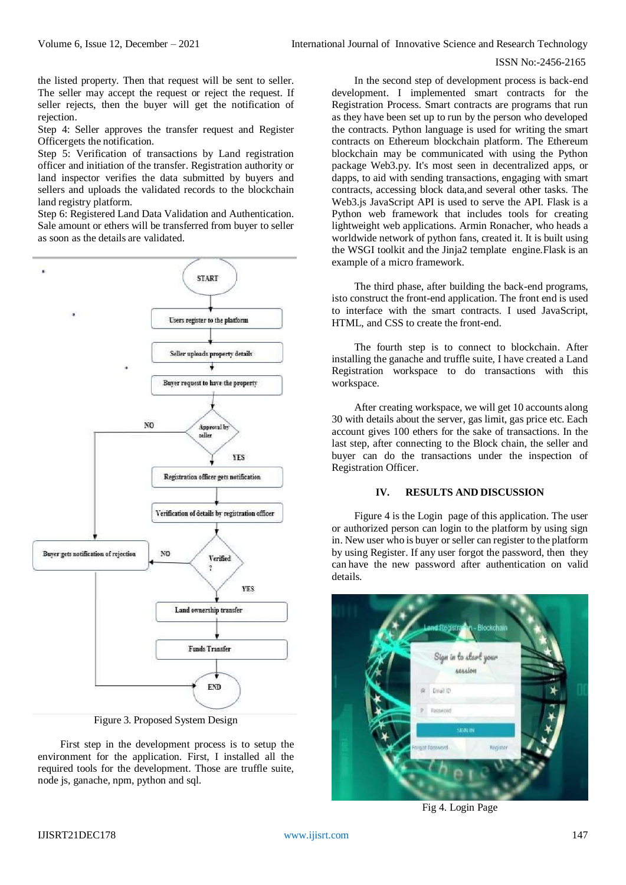the listed property. Then that request will be sent to seller. The seller may accept the request or reject the request. If seller rejects, then the buyer will get the notification of rejection.

Step 4: Seller approves the transfer request and Register Officergets the notification.

Step 5: Verification of transactions by Land registration officer and initiation of the transfer. Registration authority or land inspector verifies the data submitted by buyers and sellers and uploads the validated records to the blockchain land registry platform.

Step 6: Registered Land Data Validation and Authentication. Sale amount or ethers will be transferred from buyer to seller as soon as the details are validated.

Figure 3. Proposed System Design

First step in the development process is to setup the environment for the application. First, I installed all the required tools for the development. Those are truffle suite, node js, ganache, npm, python and sql.

In the second step of development process is back-end development. I implemented smart contracts for the Registration Process. Smart contracts are programs that run as they have been set up to run by the person who developed the contracts. Python language is used for writing the smart contracts on Ethereum blockchain platform. The Ethereum blockchain may be communicated with using the Python package Web3.py. It's most seen in decentralized apps, or dapps, to aid with sending transactions, engaging with smart contracts, accessing block data,and several other tasks. The Web3.js JavaScript API is used to serve the API. Flask is a Python web framework that includes tools for creating lightweight web applications. Armin Ronacher, who heads a worldwide network of python fans, created it. It is built using the WSGI toolkit and the Jinja2 template engine.Flask is an example of a micro framework.

The third phase, after building the back-end programs, isto construct the front-end application. The front end is used to interface with the smart contracts. I used JavaScript, HTML, and CSS to create the front-end.

The fourth step is to connect to blockchain. After installing the ganache and truffle suite, I have created a Land Registration workspace to do transactions with this workspace.

After creating workspace, we will get 10 accounts along 30 with details about the server, gas limit, gas price etc. Each account gives 100 ethers for the sake of transactions. In the last step, after connecting to the Block chain, the seller and buyer can do the transactions under the inspection of Registration Officer.

## IV. RESULTS AND DISCUSSION

Figure 4 is the Login page of this application. The user or authorized person can login to the platform by using sign in. New user who is buyer or seller can register to the platform by using Register. If any user forgot the password, then they can have the new password after authentication on valid details.

Fig 4. Login Page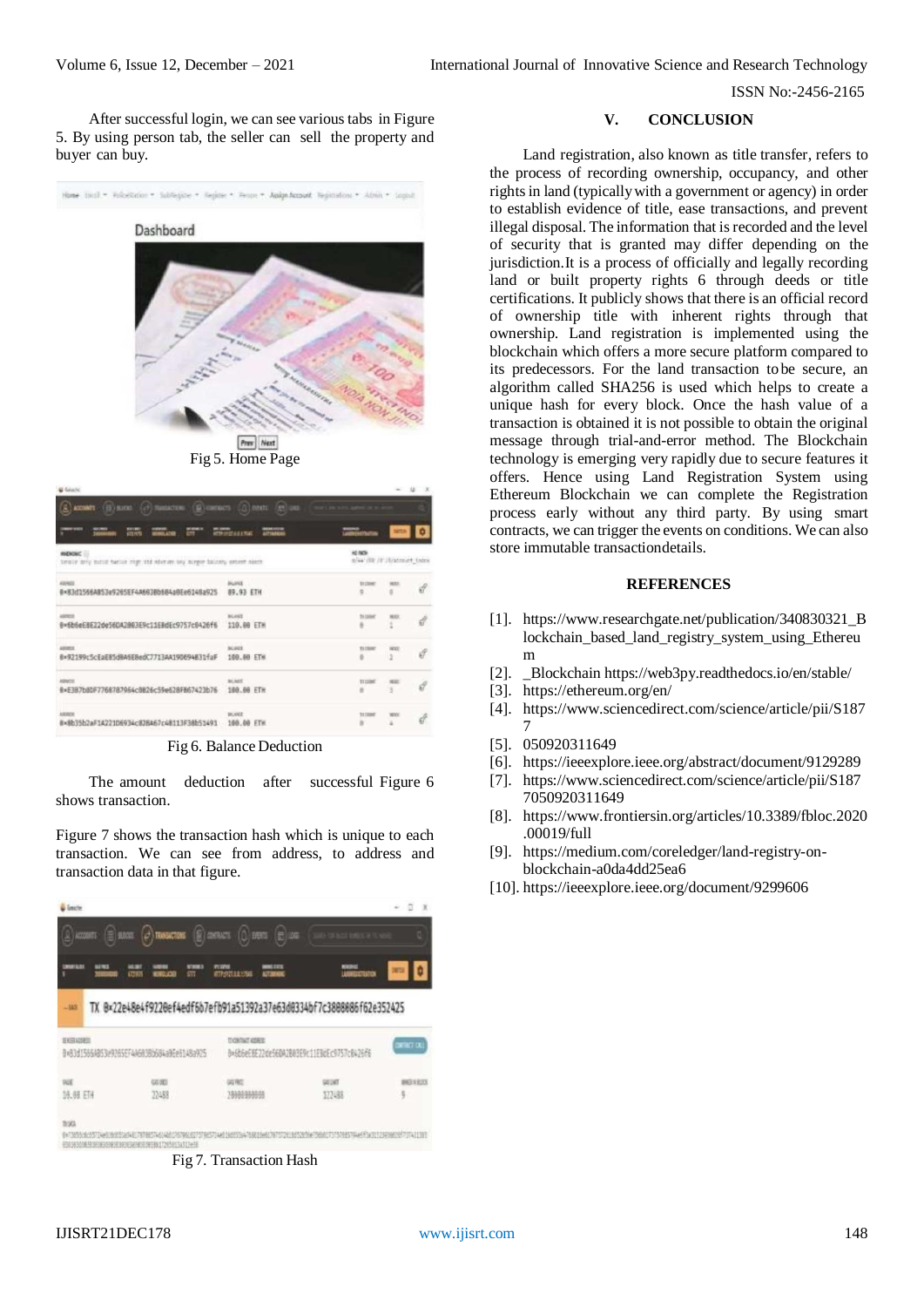After successful login, we can see various tabs in Figure 5. By using person tab, the seller can sell the property and buyer can buy.

Fig 5. Home Page

Fig 6. Balance Deduction

The amount deduction after successful Figure 6 shows transaction.

Figure 7 shows the transaction hash which is unique to each transaction. We can see from address, to address and transaction data in that figure.

Fig 7. Transaction Hash

## V. CONCLUSION

Land registration, also known as title transfer, refers to the process of recording ownership, occupancy, and other rights in land (typically with a government or agency) in order to establish evidence of title, ease transactions, and prevent illegal disposal. The information that is recorded and the level of security that is granted may differ depending on the jurisdiction.It is a process of officially and legally recording land or built property rights 6 through deeds or title certifications. It publicly shows that there is an official record of ownership title with inherent rights through that ownership. Land registration is implemented using the blockchain which offers a more secure platform compared to its predecessors. For the land transaction to be secure, an algorithm called SHA256 is used which helps to create a unique hash for every block. Once the hash value of a transaction is obtained it is not possible to obtain the original message through trial-and-error method. The Blockchain technology is emerging very rapidly due to secure features it offers. Hence using Land Registration System using Ethereum Blockchain we can complete the Registration process early without any third party. By using smart contracts, we can trigger the events on conditions. We can also store immutable transactiondetails.

## REFERENCES

[1]. https://www.researchgate.net/publication/340830321_Blockchain_based_land_registry_system_using_Ethereum
[2]. _Blockchain https://web3py.readthedocs.io/en/stable/
[3]. https://ethereum.org/en/
[4]. https://www.sciencedirect.com/science/article/pii/S1877
[5]. 050920311649
[6]. https://ieeexplore.ieee.org/abstract/document/9129289
[7]. https://www.sciencedirect.com/science/article/pii/S1877050920311649
[8]. https://www.frontiersin.org/articles/10.3389/fbloc.2020.00019/full
[9]. https://medium.com/coreledger/land-registry-on-blockchain-a0da4dd25ea6
[10]. https://ieeexplore.ieee.org/document/9299606